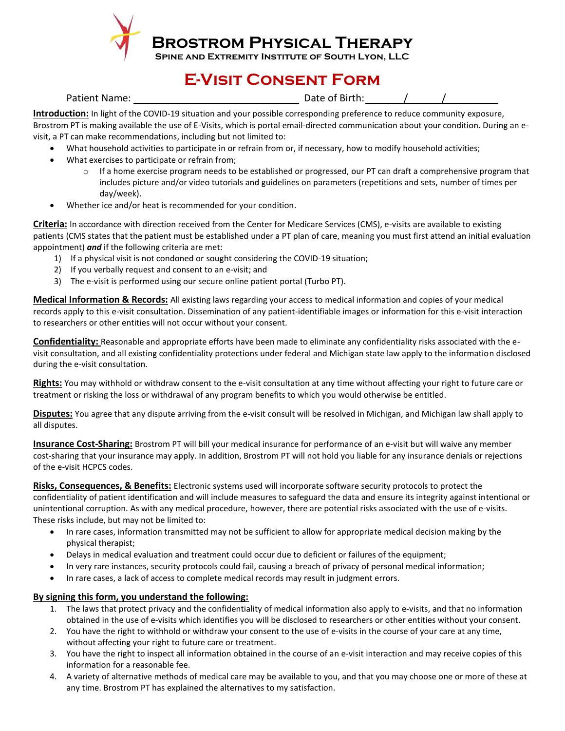# Brostrom Physical Therapy

**Spine and Extremity Institute of South Lyon, LLC**

## E-Visit Consent Form

Patient Name: ______________________________ Date of Birth: ______/______/__________

**Introduction:** In light of the COVID-19 situation and your possible corresponding preference to reduce community exposure, Brostrom PT is making available the use of E-Visits, which is portal email-directed communication about your condition. During an e-visit, a PT can make recommendations, including but not limited to:

- What household activities to participate in or refrain from or, if necessary, how to modify household activities;
- What exercises to participate or refrain from;
  - If a home exercise program needs to be established or progressed, our PT can draft a comprehensive program that includes picture and/or video tutorials and guidelines on parameters (repetitions and sets, number of times per day/week).
- Whether ice and/or heat is recommended for your condition.

**Criteria:** In accordance with direction received from the Center for Medicare Services (CMS), e-visits are available to existing patients (CMS states that the patient must be established under a PT plan of care, meaning you must first attend an initial evaluation appointment) ***and*** if the following criteria are met:

1) If a physical visit is not condoned or sought considering the COVID-19 situation;
2) If you verbally request and consent to an e-visit; and
3) The e-visit is performed using our secure online patient portal (Turbo PT).

**Medical Information & Records:** All existing laws regarding your access to medical information and copies of your medical records apply to this e-visit consultation. Dissemination of any patient-identifiable images or information for this e-visit interaction to researchers or other entities will not occur without your consent.

**Confidentiality:** Reasonable and appropriate efforts have been made to eliminate any confidentiality risks associated with the e-visit consultation, and all existing confidentiality protections under federal and Michigan state law apply to the information disclosed during the e-visit consultation.

**Rights:** You may withhold or withdraw consent to the e-visit consultation at any time without affecting your right to future care or treatment or risking the loss or withdrawal of any program benefits to which you would otherwise be entitled.

**Disputes:** You agree that any dispute arriving from the e-visit consult will be resolved in Michigan, and Michigan law shall apply to all disputes.

**Insurance Cost-Sharing:** Brostrom PT will bill your medical insurance for performance of an e-visit but will waive any member cost-sharing that your insurance may apply. In addition, Brostrom PT will not hold you liable for any insurance denials or rejections of the e-visit HCPCS codes.

**Risks, Consequences, & Benefits:** Electronic systems used will incorporate software security protocols to protect the confidentiality of patient identification and will include measures to safeguard the data and ensure its integrity against intentional or unintentional corruption. As with any medical procedure, however, there are potential risks associated with the use of e-visits. These risks include, but may not be limited to:

- In rare cases, information transmitted may not be sufficient to allow for appropriate medical decision making by the physical therapist;
- Delays in medical evaluation and treatment could occur due to deficient or failures of the equipment;
- In very rare instances, security protocols could fail, causing a breach of privacy of personal medical information;
- In rare cases, a lack of access to complete medical records may result in judgment errors.

**By signing this form, you understand the following:**

1. The laws that protect privacy and the confidentiality of medical information also apply to e-visits, and that no information obtained in the use of e-visits which identifies you will be disclosed to researchers or other entities without your consent.
2. You have the right to withhold or withdraw your consent to the use of e-visits in the course of your care at any time, without affecting your right to future care or treatment.
3. You have the right to inspect all information obtained in the course of an e-visit interaction and may receive copies of this information for a reasonable fee.
4. A variety of alternative methods of medical care may be available to you, and that you may choose one or more of these at any time. Brostrom PT has explained the alternatives to my satisfaction.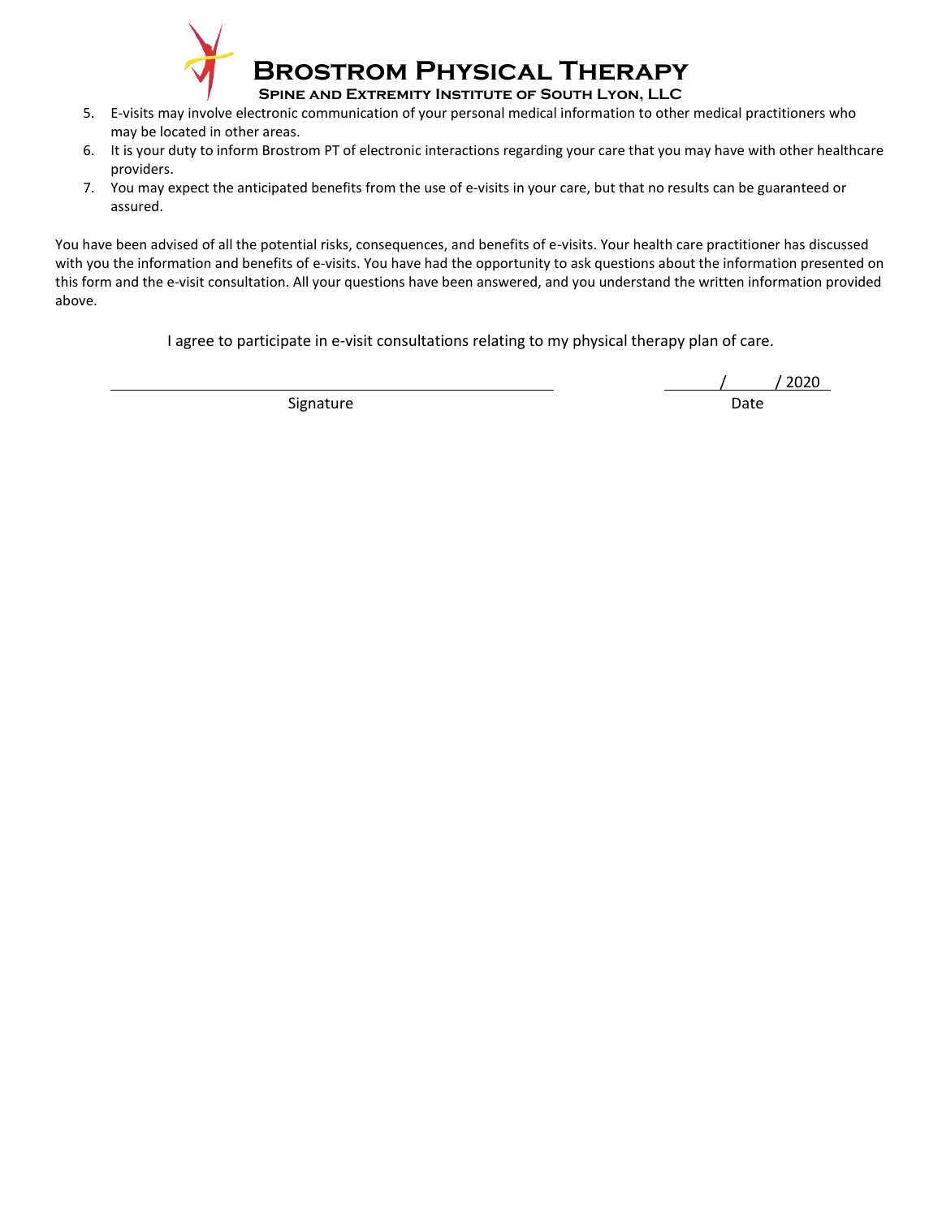# Brostrom Physical Therapy

**Spine and Extremity Institute of South Lyon, LLC**

5. E-visits may involve electronic communication of your personal medical information to other medical practitioners who may be located in other areas.
6. It is your duty to inform Brostrom PT of electronic interactions regarding your care that you may have with other healthcare providers.
7. You may expect the anticipated benefits from the use of e-visits in your care, but that no results can be guaranteed or assured.

You have been advised of all the potential risks, consequences, and benefits of e-visits. Your health care practitioner has discussed with you the information and benefits of e-visits. You have had the opportunity to ask questions about the information presented on this form and the e-visit consultation. All your questions have been answered, and you understand the written information provided above.

I agree to participate in e-visit consultations relating to my physical therapy plan of care.

\_\_\_\_\_\_\_\_\_\_\_\_\_\_\_\_\_\_\_\_\_\_\_\_\_\_\_\_\_\_\_\_\_\_\_\_\_\_\_\_\_\_ &nbsp;&nbsp;&nbsp;&nbsp;&nbsp;&nbsp; \_\_\_\_\_\_ / \_\_\_\_\_\_ / 2020

Signature &nbsp;&nbsp;&nbsp;&nbsp;&nbsp;&nbsp;&nbsp;&nbsp;&nbsp;&nbsp;&nbsp;&nbsp;&nbsp;&nbsp;&nbsp;&nbsp;&nbsp;&nbsp;&nbsp;&nbsp;&nbsp;&nbsp;&nbsp;&nbsp;&nbsp;&nbsp;&nbsp;&nbsp;&nbsp;&nbsp; Date